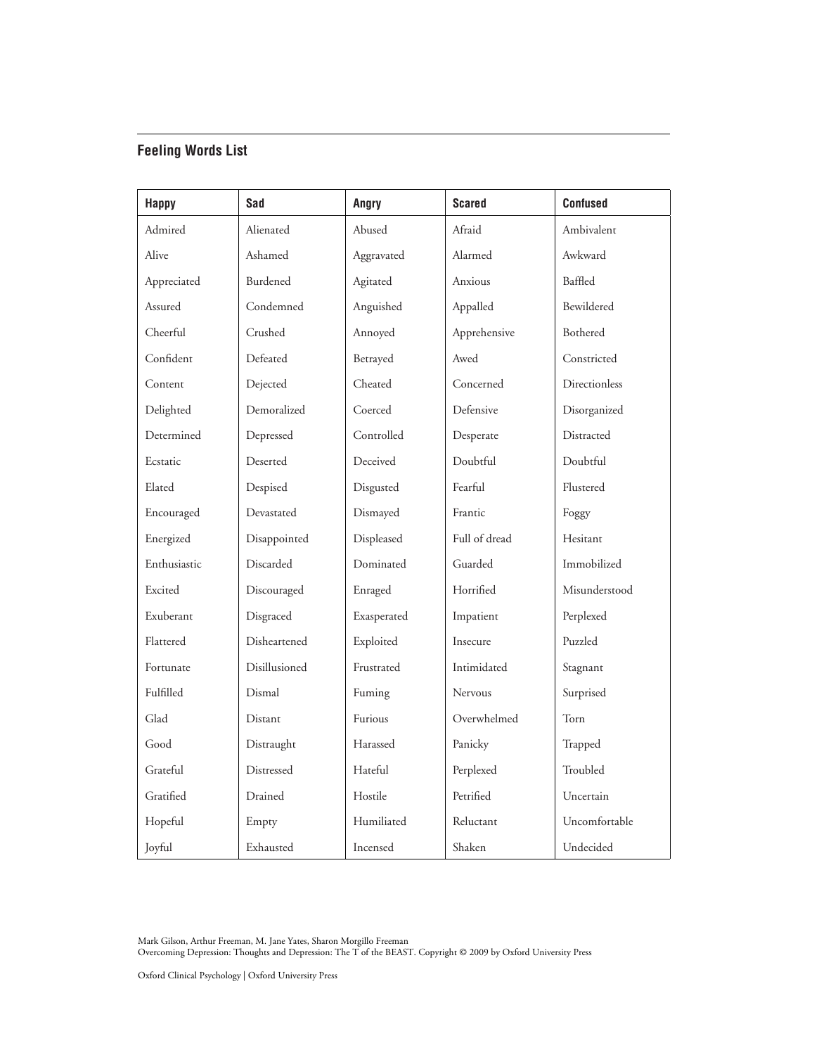## Feeling Words List

| Happy | Sad | Angry | Scared | Confused |
| --- | --- | --- | --- | --- |
| Admired | Alienated | Abused | Afraid | Ambivalent |
| Alive | Ashamed | Aggravated | Alarmed | Awkward |
| Appreciated | Burdened | Agitated | Anxious | Baffled |
| Assured | Condemned | Anguished | Appalled | Bewildered |
| Cheerful | Crushed | Annoyed | Apprehensive | Bothered |
| Confident | Defeated | Betrayed | Awed | Constricted |
| Content | Dejected | Cheated | Concerned | Directionless |
| Delighted | Demoralized | Coerced | Defensive | Disorganized |
| Determined | Depressed | Controlled | Desperate | Distracted |
| Ecstatic | Deserted | Deceived | Doubtful | Doubtful |
| Elated | Despised | Disgusted | Fearful | Flustered |
| Encouraged | Devastated | Dismayed | Frantic | Foggy |
| Energized | Disappointed | Displeased | Full of dread | Hesitant |
| Enthusiastic | Discarded | Dominated | Guarded | Immobilized |
| Excited | Discouraged | Enraged | Horrified | Misunderstood |
| Exuberant | Disgraced | Exasperated | Impatient | Perplexed |
| Flattered | Disheartened | Exploited | Insecure | Puzzled |
| Fortunate | Disillusioned | Frustrated | Intimidated | Stagnant |
| Fulfilled | Dismal | Fuming | Nervous | Surprised |
| Glad | Distant | Furious | Overwhelmed | Torn |
| Good | Distraught | Harassed | Panicky | Trapped |
| Grateful | Distressed | Hateful | Perplexed | Troubled |
| Gratified | Drained | Hostile | Petrified | Uncertain |
| Hopeful | Empty | Humiliated | Reluctant | Uncomfortable |
| Joyful | Exhausted | Incensed | Shaken | Undecided |

Mark Gilson, Arthur Freeman, M. Jane Yates, Sharon Morgillo Freeman
Overcoming Depression: Thoughts and Depression: The T of the BEAST. Copyright © 2009 by Oxford University Press

Oxford Clinical Psychology | Oxford University Press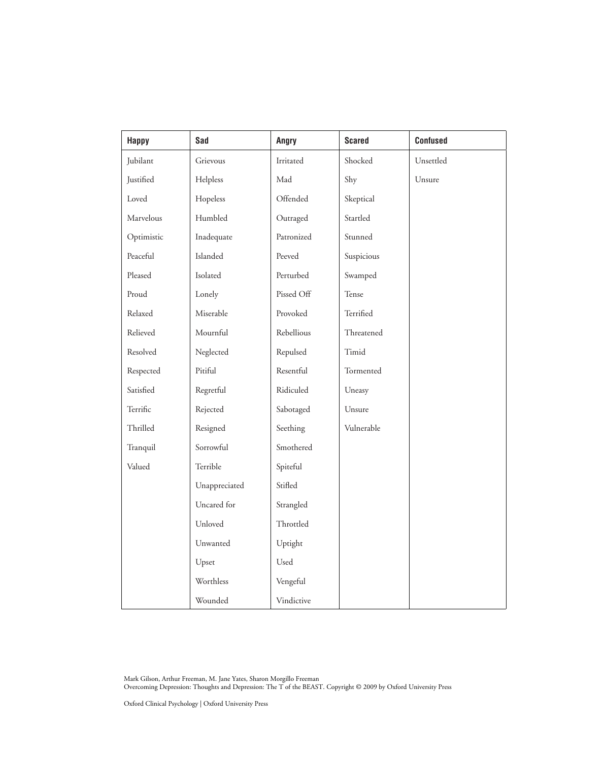| Happy | Sad | Angry | Scared | Confused |
|---|---|---|---|---|
| Jubilant | Grievous | Irritated | Shocked | Unsettled |
| Justified | Helpless | Mad | Shy | Unsure |
| Loved | Hopeless | Offended | Skeptical | |
| Marvelous | Humbled | Outraged | Startled | |
| Optimistic | Inadequate | Patronized | Stunned | |
| Peaceful | Islanded | Peeved | Suspicious | |
| Pleased | Isolated | Perturbed | Swamped | |
| Proud | Lonely | Pissed Off | Tense | |
| Relaxed | Miserable | Provoked | Terrified | |
| Relieved | Mournful | Rebellious | Threatened | |
| Resolved | Neglected | Repulsed | Timid | |
| Respected | Pitiful | Resentful | Tormented | |
| Satisfied | Regretful | Ridiculed | Uneasy | |
| Terrific | Rejected | Sabotaged | Unsure | |
| Thrilled | Resigned | Seething | Vulnerable | |
| Tranquil | Sorrowful | Smothered | | |
| Valued | Terrible | Spiteful | | |
| | Unappreciated | Stifled | | |
| | Uncared for | Strangled | | |
| | Unloved | Throttled | | |
| | Unwanted | Uptight | | |
| | Upset | Used | | |
| | Worthless | Vengeful | | |
| | Wounded | Vindictive | | |

Mark Gilson, Arthur Freeman, M. Jane Yates, Sharon Morgillo Freeman
Overcoming Depression: Thoughts and Depression: The T of the BEAST. Copyright © 2009 by Oxford University Press

Oxford Clinical Psychology | Oxford University Press